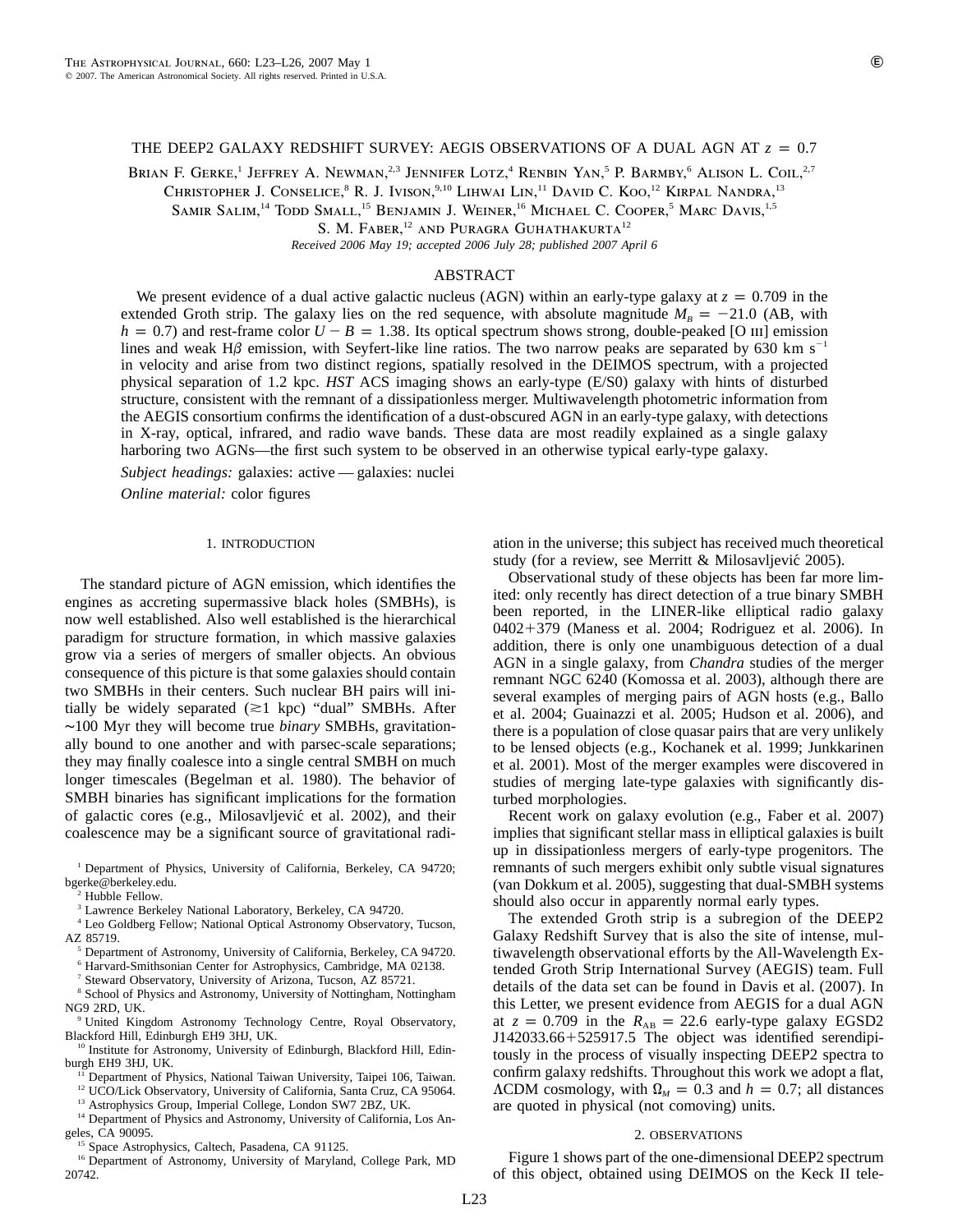# THE DEEP2 GALAXY REDSHIFT SURVEY: AEGIS OBSERVATIONS OF A DUAL AGN AT $z = 0.7$

Brian F. Gerke,[1] Jeffrey A. Newman,[2,3] Jennifer Lotz,[4] Renbin Yan,[5] P. Barmby,[6] Alison L. Coil,[2,7] Christopher J. Conselice,[8] R. J. Ivison,[9,10] Lihwai Lin,[11] David C. Koo,[12] Kirpal Nandra,[13] Samir Salim,[14] Todd Small,[15] Benjamin J. Weiner,[16] Michael C. Cooper,[5] Marc Davis,[1,5] S. M. Faber,[12] and Puragra Guhathakurta[12]

*Received 2006 May 19; accepted 2006 July 28; published 2007 April 6*

## ABSTRACT

We present evidence of a dual active galactic nucleus (AGN) within an early-type galaxy at $z = 0.709$ in the extended Groth strip. The galaxy lies on the red sequence, with absolute magnitude $M_B = -21.0$ (AB, with $h = 0.7$) and rest-frame color $U - B = 1.38$. Its optical spectrum shows strong, double-peaked [O III] emission lines and weak H$\beta$ emission, with Seyfert-like line ratios. The two narrow peaks are separated by 630 km s$^{-1}$ in velocity and arise from two distinct regions, spatially resolved in the DEIMOS spectrum, with a projected physical separation of 1.2 kpc. *HST* ACS imaging shows an early-type (E/S0) galaxy with hints of disturbed structure, consistent with the remnant of a dissipationless merger. Multiwavelength photometric information from the AEGIS consortium confirms the identification of a dust-obscured AGN in an early-type galaxy, with detections in X-ray, optical, infrared, and radio wave bands. These data are most readily explained as a single galaxy harboring two AGNs—the first such system to be observed in an otherwise typical early-type galaxy.

*Subject headings:* galaxies: active — galaxies: nuclei

*Online material:* color figures

## 1. INTRODUCTION

The standard picture of AGN emission, which identifies the engines as accreting supermassive black holes (SMBHs), is now well established. Also well established is the hierarchical paradigm for structure formation, in which massive galaxies grow via a series of mergers of smaller objects. An obvious consequence of this picture is that some galaxies should contain two SMBHs in their centers. Such nuclear BH pairs will initially be widely separated ($\gtrsim 1$ kpc) "dual" SMBHs. After $\sim 100$ Myr they will become true *binary* SMBHs, gravitationally bound to one another and with parsec-scale separations; they may finally coalesce into a single central SMBH on much longer timescales (Begelman et al. 1980). The behavior of SMBH binaries has significant implications for the formation of galactic cores (e.g., Milosavljević et al. 2002), and their coalescence may be a significant source of gravitational radiation in the universe; this subject has received much theoretical study (for a review, see Merritt & Milosavljević 2005).

Observational study of these objects has been far more limited: only recently has direct detection of a true binary SMBH been reported, in the LINER-like elliptical radio galaxy 0402+379 (Maness et al. 2004; Rodriguez et al. 2006). In addition, there is only one unambiguous detection of a dual AGN in a single galaxy, from *Chandra* studies of the merger remnant NGC 6240 (Komossa et al. 2003), although there are several examples of merging pairs of AGN hosts (e.g., Ballo et al. 2004; Guainazzi et al. 2005; Hudson et al. 2006), and there is a population of close quasar pairs that are very unlikely to be lensed objects (e.g., Kochanek et al. 1999; Junkkarinen et al. 2001). Most of the merger examples were discovered in studies of merging late-type galaxies with significantly disturbed morphologies.

Recent work on galaxy evolution (e.g., Faber et al. 2007) implies that significant stellar mass in elliptical galaxies is built up in dissipationless mergers of early-type progenitors. The remnants of such mergers exhibit only subtle visual signatures (van Dokkum et al. 2005), suggesting that dual-SMBH systems should also occur in apparently normal early types.

The extended Groth strip is a subregion of the DEEP2 Galaxy Redshift Survey that is also the site of intense, multiwavelength observational efforts by the All-Wavelength Extended Groth Strip International Survey (AEGIS) team. Full details of the data set can be found in Davis et al. (2007). In this Letter, we present evidence from AEGIS for a dual AGN at $z = 0.709$ in the $R_{AB} = 22.6$ early-type galaxy EGSD2 J142033.66+525917.5 The object was identified serendipitously in the process of visually inspecting DEEP2 spectra to confirm galaxy redshifts. Throughout this work we adopt a flat, $\Lambda$CDM cosmology, with $\Omega_M = 0.3$ and $h = 0.7$; all distances are quoted in physical (not comoving) units.

## 2. OBSERVATIONS

Figure 1 shows part of the one-dimensional DEEP2 spectrum of this object, obtained using DEIMOS on the Keck II tele-

---

[1] Department of Physics, University of California, Berkeley, CA 94720; bgerke@berkeley.edu.

[2] Hubble Fellow.

[3] Lawrence Berkeley National Laboratory, Berkeley, CA 94720.

[4] Leo Goldberg Fellow; National Optical Astronomy Observatory, Tucson, AZ 85719.

[5] Department of Astronomy, University of California, Berkeley, CA 94720.

[6] Harvard-Smithsonian Center for Astrophysics, Cambridge, MA 02138.

[7] Steward Observatory, University of Arizona, Tucson, AZ 85721.

[8] School of Physics and Astronomy, University of Nottingham, Nottingham NG9 2RD, UK.

[9] United Kingdom Astronomy Technology Centre, Royal Observatory, Blackford Hill, Edinburgh EH9 3HJ, UK.

[10] Institute for Astronomy, University of Edinburgh, Blackford Hill, Edinburgh EH9 3HJ, UK.

[11] Department of Physics, National Taiwan University, Taipei 106, Taiwan.

[12] UCO/Lick Observatory, University of California, Santa Cruz, CA 95064.

[13] Astrophysics Group, Imperial College, London SW7 2BZ, UK.

[14] Department of Physics and Astronomy, University of California, Los Angeles, CA 90095.

[15] Space Astrophysics, Caltech, Pasadena, CA 91125.

[16] Department of Astronomy, University of Maryland, College Park, MD 20742.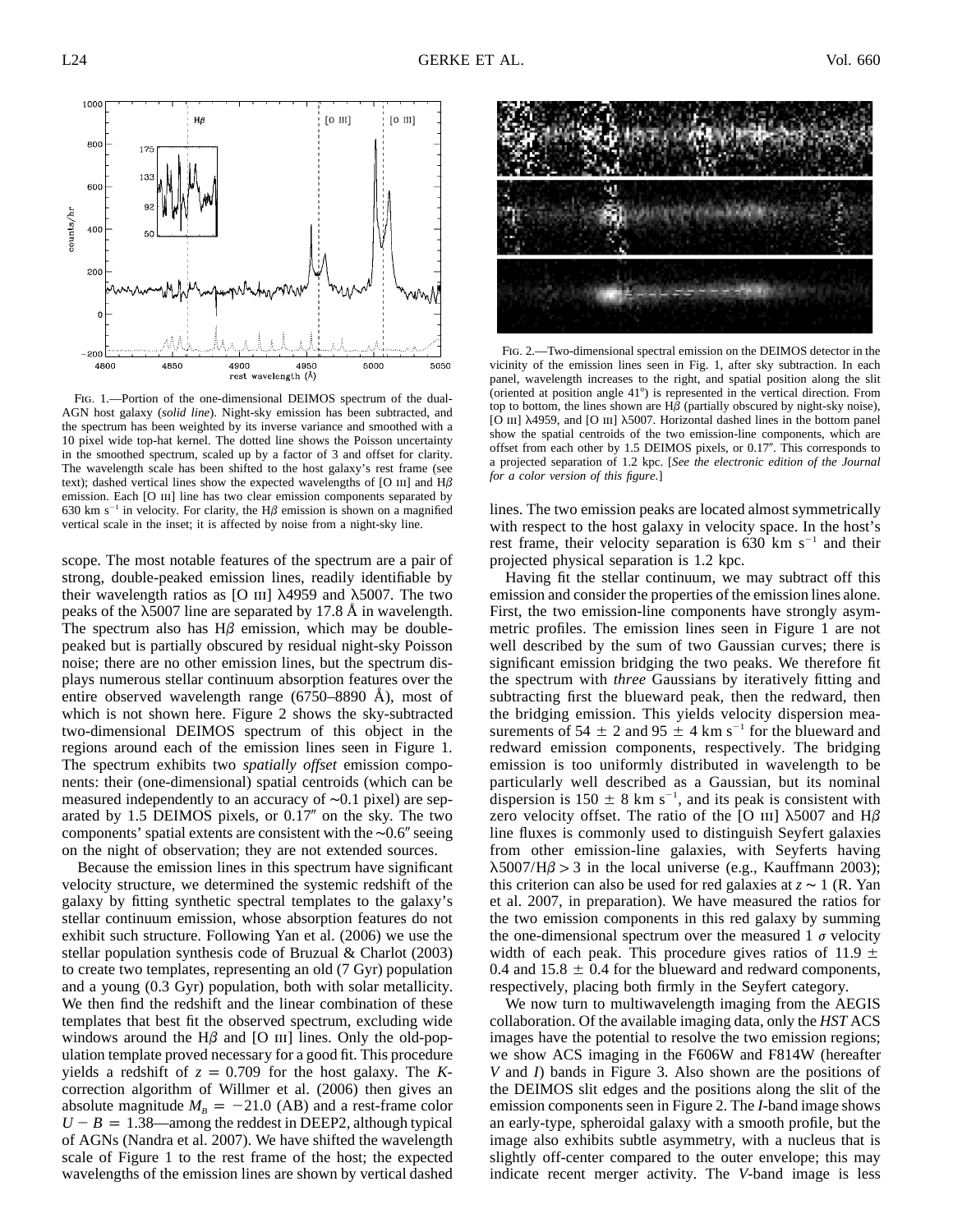Hβ

[O III]

[O III]

1000

800

600

400

200

0

−200

counts/hr

175

133

92

50

4800

4850

4900

4950

5000

5050

rest wavelength (Å)

Fig. 1.—Portion of the one-dimensional DEIMOS spectrum of the dual-AGN host galaxy (*solid line*). Night-sky emission has been subtracted, and the spectrum has been weighted by its inverse variance and smoothed with a 10 pixel wide top-hat kernel. The dotted line shows the Poisson uncertainty in the smoothed spectrum, scaled up by a factor of 3 and offset for clarity. The wavelength scale has been shifted to the host galaxy's rest frame (see text); dashed vertical lines show the expected wavelengths of [O III] and Hβ emission. Each [O III] line has two clear emission components separated by 630 km $s^{-1}$ in velocity. For clarity, the Hβ emission is shown on a magnified vertical scale in the inset; it is affected by noise from a night-sky line.

Fig. 2.—Two-dimensional spectral emission on the DEIMOS detector in the vicinity of the emission lines seen in Fig. 1, after sky subtraction. In each panel, wavelength increases to the right, and spatial position along the slit (oriented at position angle 41°) is represented in the vertical direction. From top to bottom, the lines shown are Hβ (partially obscured by night-sky noise), [O III] λ4959, and [O III] λ5007. Horizontal dashed lines in the bottom panel show the spatial centroids of the two emission-line components, which are offset from each other by 1.5 DEIMOS pixels, or 0.17″. This corresponds to a projected separation of 1.2 kpc. [*See the electronic edition of the Journal for a color version of this figure.*]

scope. The most notable features of the spectrum are a pair of strong, double-peaked emission lines, readily identifiable by their wavelength ratios as [O III] λ4959 and λ5007. The two peaks of the λ5007 line are separated by 17.8 Å in wavelength. The spectrum also has Hβ emission, which may be double-peaked but is partially obscured by residual night-sky Poisson noise; there are no other emission lines, but the spectrum displays numerous stellar continuum absorption features over the entire observed wavelength range (6750–8890 Å), most of which is not shown here. Figure 2 shows the sky-subtracted two-dimensional DEIMOS spectrum of this object in the regions around each of the emission lines seen in Figure 1. The spectrum exhibits two *spatially offset* emission components: their (one-dimensional) spatial centroids (which can be measured independently to an accuracy of ∼0.1 pixel) are separated by 1.5 DEIMOS pixels, or 0.17″ on the sky. The two components' spatial extents are consistent with the ∼0.6″ seeing on the night of observation; they are not extended sources.

Because the emission lines in this spectrum have significant velocity structure, we determined the systemic redshift of the galaxy by fitting synthetic spectral templates to the galaxy's stellar continuum emission, whose absorption features do not exhibit such structure. Following Yan et al. (2006) we use the stellar population synthesis code of Bruzual & Charlot (2003) to create two templates, representing an old (7 Gyr) population and a young (0.3 Gyr) population, both with solar metallicity. We then find the redshift and the linear combination of these templates that best fit the observed spectrum, excluding wide windows around the Hβ and [O III] lines. Only the old-population template proved necessary for a good fit. This procedure yields a redshift of $z = 0.709$ for the host galaxy. The *K*-correction algorithm of Willmer et al. (2006) then gives an absolute magnitude $M_B = -21.0$ (AB) and a rest-frame color $U - B = 1.38$—among the reddest in DEEP2, although typical of AGNs (Nandra et al. 2007). We have shifted the wavelength scale of Figure 1 to the rest frame of the host; the expected wavelengths of the emission lines are shown by vertical dashed lines. The two emission peaks are located almost symmetrically with respect to the host galaxy in velocity space. In the host's rest frame, their velocity separation is 630 km $s^{-1}$ and their projected physical separation is 1.2 kpc.

Having fit the stellar continuum, we may subtract off this emission and consider the properties of the emission lines alone. First, the two emission-line components have strongly asymmetric profiles. The emission lines seen in Figure 1 are not well described by the sum of two Gaussian curves; there is significant emission bridging the two peaks. We therefore fit the spectrum with *three* Gaussians by iteratively fitting and subtracting first the blueward peak, then the redward, then the bridging emission. This yields velocity dispersion measurements of $54 \pm 2$ and $95 \pm 4$ km $s^{-1}$ for the blueward and redward emission components, respectively. The bridging emission is too uniformly distributed in wavelength to be particularly well described as a Gaussian, but its nominal dispersion is $150 \pm 8$ km $s^{-1}$, and its peak is consistent with zero velocity offset. The ratio of the [O III] λ5007 and Hβ line fluxes is commonly used to distinguish Seyfert galaxies from other emission-line galaxies, with Seyferts having λ5007/Hβ > 3 in the local universe (e.g., Kauffmann 2003); this criterion can also be used for red galaxies at $z \sim 1$ (R. Yan et al. 2007, in preparation). We have measured the ratios for the two emission components in this red galaxy by summing the one-dimensional spectrum over the measured 1 σ velocity width of each peak. This procedure gives ratios of $11.9 \pm 0.4$ and $15.8 \pm 0.4$ for the blueward and redward components, respectively, placing both firmly in the Seyfert category.

We now turn to multiwavelength imaging from the AEGIS collaboration. Of the available imaging data, only the *HST* ACS images have the potential to resolve the two emission regions; we show ACS imaging in the F606W and F814W (hereafter *V* and *I*) bands in Figure 3. Also shown are the positions of the DEIMOS slit edges and the positions along the slit of the emission components seen in Figure 2. The *I*-band image shows an early-type, spheroidal galaxy with a smooth profile, but the image also exhibits subtle asymmetry, with a nucleus that is slightly off-center compared to the outer envelope; this may indicate recent merger activity. The *V*-band image is less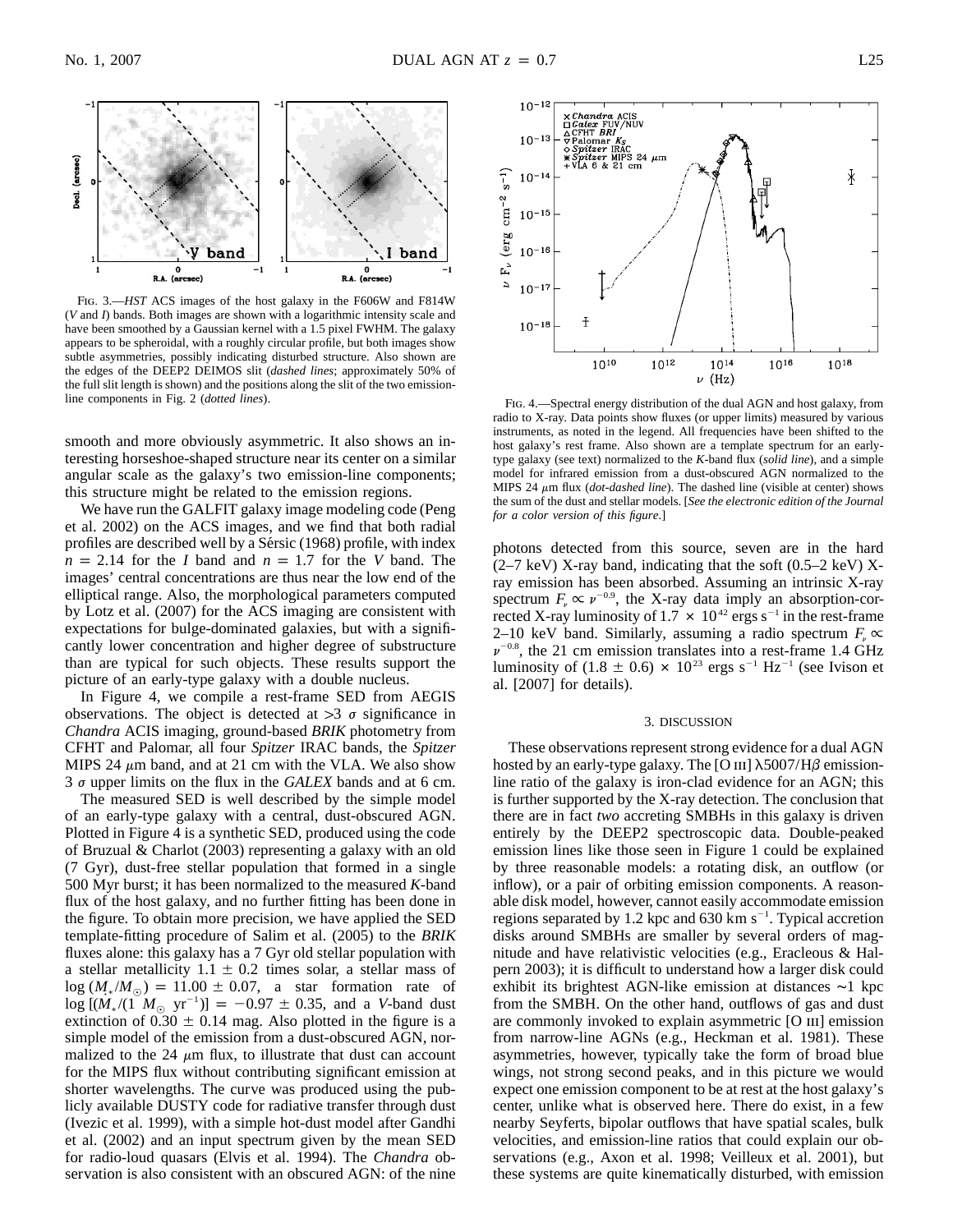Fig. 3.—*HST* ACS images of the host galaxy in the F606W and F814W (*V* and *I*) bands. Both images are shown with a logarithmic intensity scale and have been smoothed by a Gaussian kernel with a 1.5 pixel FWHM. The galaxy appears to be spheroidal, with a roughly circular profile, but both images show subtle asymmetries, possibly indicating disturbed structure. Also shown are the edges of the DEEP2 DEIMOS slit (*dashed lines*; approximately 50% of the full slit length is shown) and the positions along the slit of the two emission-line components in Fig. 2 (*dotted lines*).

smooth and more obviously asymmetric. It also shows an interesting horseshoe-shaped structure near its center on a similar angular scale as the galaxy's two emission-line components; this structure might be related to the emission regions.

We have run the GALFIT galaxy image modeling code (Peng et al. 2002) on the ACS images, and we find that both radial profiles are described well by a Sérsic (1968) profile, with index $n = 2.14$ for the *I* band and $n = 1.7$ for the *V* band. The images' central concentrations are thus near the low end of the elliptical range. Also, the morphological parameters computed by Lotz et al. (2007) for the ACS imaging are consistent with expectations for bulge-dominated galaxies, but with a significantly lower concentration and higher degree of substructure than are typical for such objects. These results support the picture of an early-type galaxy with a double nucleus.

In Figure 4, we compile a rest-frame SED from AEGIS observations. The object is detected at $>3\ \sigma$ significance in *Chandra* ACIS imaging, ground-based *BRIK* photometry from CFHT and Palomar, all four *Spitzer* IRAC bands, the *Spitzer* MIPS 24 $\mu$m band, and at 21 cm with the VLA. We also show 3 $\sigma$ upper limits on the flux in the *GALEX* bands and at 6 cm.

The measured SED is well described by the simple model of an early-type galaxy with a central, dust-obscured AGN. Plotted in Figure 4 is a synthetic SED, produced using the code of Bruzual & Charlot (2003) representing a galaxy with an old (7 Gyr), dust-free stellar population that formed in a single 500 Myr burst; it has been normalized to the measured *K*-band flux of the host galaxy, and no further fitting has been done in the figure. To obtain more precision, we have applied the SED template-fitting procedure of Salim et al. (2005) to the *BRIK* fluxes alone: this galaxy has a 7 Gyr old stellar population with a stellar metallicity $1.1 \pm 0.2$ times solar, a stellar mass of $\log (M_*/M_\odot) = 11.00 \pm 0.07$, a star formation rate of $\log [(M_*/(1\ M_\odot\ \mathrm{yr}^{-1})] = -0.97 \pm 0.35$, and a *V*-band dust extinction of $0.30 \pm 0.14$ mag. Also plotted in the figure is a simple model of the emission from a dust-obscured AGN, normalized to the 24 $\mu$m flux, to illustrate that dust can account for the MIPS flux without contributing significant emission at shorter wavelengths. The curve was produced using the publicly available DUSTY code for radiative transfer through dust (Ivezic et al. 1999), with a simple hot-dust model after Gandhi et al. (2002) and an input spectrum given by the mean SED for radio-loud quasars (Elvis et al. 1994). The *Chandra* observation is also consistent with an obscured AGN: of the nine

Fig. 4.—Spectral energy distribution of the dual AGN and host galaxy, from radio to X-ray. Data points show fluxes (or upper limits) measured by various instruments, as noted in the legend. All frequencies have been shifted to the host galaxy's rest frame. Also shown are a template spectrum for an early-type galaxy (see text) normalized to the *K*-band flux (*solid line*), and a simple model for infrared emission from a dust-obscured AGN normalized to the MIPS 24 $\mu$m flux (*dot-dashed line*). The dashed line (visible at center) shows the sum of the dust and stellar models. [*See the electronic edition of the Journal for a color version of this figure.*]

photons detected from this source, seven are in the hard (2–7 keV) X-ray band, indicating that the soft (0.5–2 keV) X-ray emission has been absorbed. Assuming an intrinsic X-ray spectrum $F_\nu \propto \nu^{-0.9}$, the X-ray data imply an absorption-corrected X-ray luminosity of $1.7 \times 10^{42}$ ergs s$^{-1}$ in the rest-frame 2–10 keV band. Similarly, assuming a radio spectrum $F_\nu \propto \nu^{-0.8}$, the 21 cm emission translates into a rest-frame 1.4 GHz luminosity of $(1.8 \pm 0.6) \times 10^{23}$ ergs s$^{-1}$ Hz$^{-1}$ (see Ivison et al. [2007] for details).

## 3. DISCUSSION

These observations represent strong evidence for a dual AGN hosted by an early-type galaxy. The [O III] $\lambda$5007/H$\beta$ emission-line ratio of the galaxy is iron-clad evidence for an AGN; this is further supported by the X-ray detection. The conclusion that there are in fact *two* accreting SMBHs in this galaxy is driven entirely by the DEEP2 spectroscopic data. Double-peaked emission lines like those seen in Figure 1 could be explained by three reasonable models: a rotating disk, an outflow (or inflow), or a pair of orbiting emission components. A reasonable disk model, however, cannot easily accommodate emission regions separated by 1.2 kpc and 630 km s$^{-1}$. Typical accretion disks around SMBHs are smaller by several orders of magnitude and have relativistic velocities (e.g., Eracleous & Halpern 2003); it is difficult to understand how a larger disk could exhibit its brightest AGN-like emission at distances ~1 kpc from the SMBH. On the other hand, outflows of gas and dust are commonly invoked to explain asymmetric [O III] emission from narrow-line AGNs (e.g., Heckman et al. 1981). These asymmetries, however, typically take the form of broad blue wings, not strong second peaks, and in this picture we would expect one emission component to be at rest at the host galaxy's center, unlike what is observed here. There do exist, in a few nearby Seyferts, bipolar outflows that have spatial scales, bulk velocities, and emission-line ratios that could explain our observations (e.g., Axon et al. 1998; Veilleux et al. 2001), but these systems are quite kinematically disturbed, with emission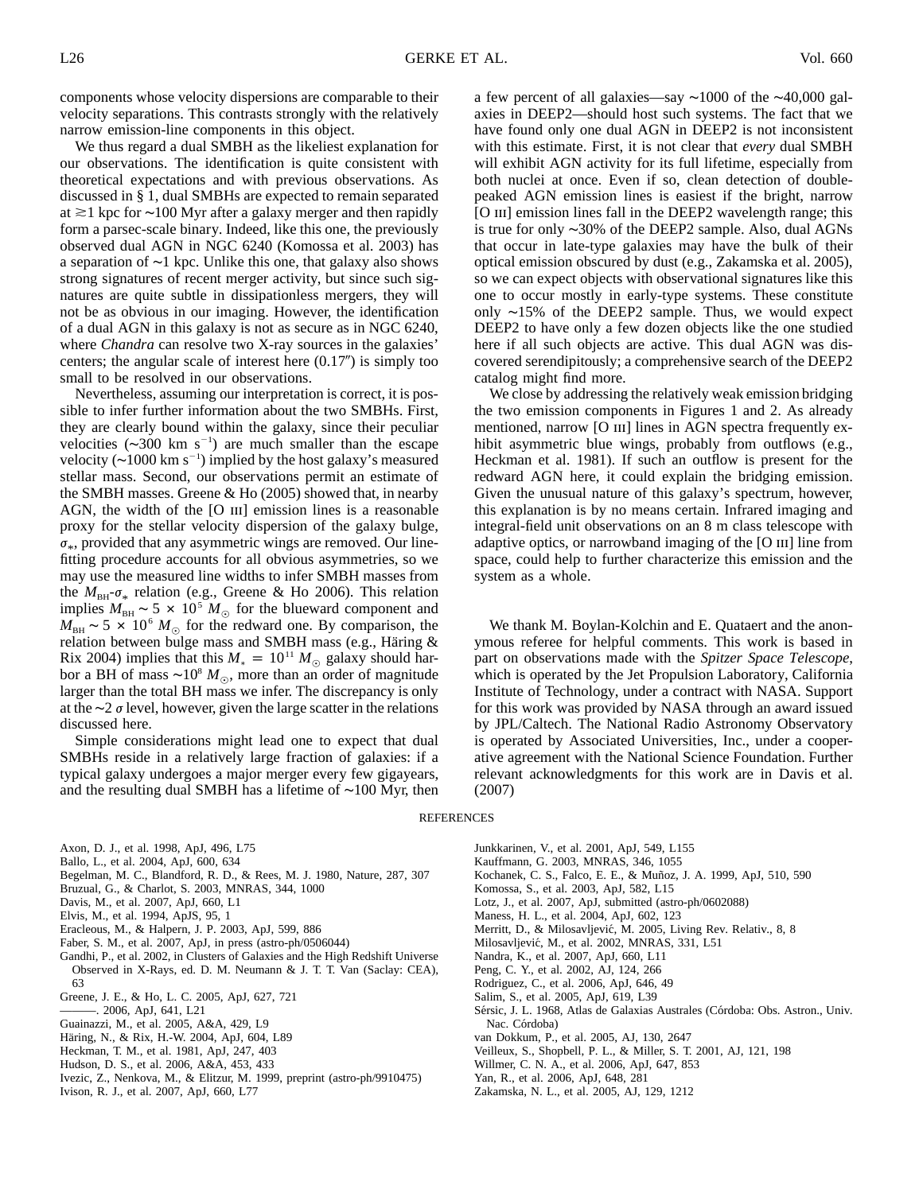components whose velocity dispersions are comparable to their velocity separations. This contrasts strongly with the relatively narrow emission-line components in this object.

We thus regard a dual SMBH as the likeliest explanation for our observations. The identification is quite consistent with theoretical expectations and with previous observations. As discussed in § 1, dual SMBHs are expected to remain separated at $\gtrsim$1 kpc for ∼100 Myr after a galaxy merger and then rapidly form a parsec-scale binary. Indeed, like this one, the previously observed dual AGN in NGC 6240 (Komossa et al. 2003) has a separation of ∼1 kpc. Unlike this one, that galaxy also shows strong signatures of recent merger activity, but since such signatures are quite subtle in dissipationless mergers, they will not be as obvious in our imaging. However, the identification of a dual AGN in this galaxy is not as secure as in NGC 6240, where *Chandra* can resolve two X-ray sources in the galaxies' centers; the angular scale of interest here (0.17″) is simply too small to be resolved in our observations.

Nevertheless, assuming our interpretation is correct, it is possible to infer further information about the two SMBHs. First, they are clearly bound within the galaxy, since their peculiar velocities (∼300 km $s^{-1}$) are much smaller than the escape velocity (∼1000 km $s^{-1}$) implied by the host galaxy's measured stellar mass. Second, our observations permit an estimate of the SMBH masses. Greene & Ho (2005) showed that, in nearby AGN, the width of the [O III] emission lines is a reasonable proxy for the stellar velocity dispersion of the galaxy bulge, $\sigma_*$, provided that any asymmetric wings are removed. Our line-fitting procedure accounts for all obvious asymmetries, so we may use the measured line widths to infer SMBH masses from the $M_{BH}$-$\sigma_*$ relation (e.g., Greene & Ho 2006). This relation implies $M_{BH} \sim 5 \times 10^5\ M_\odot$ for the blueward component and $M_{BH} \sim 5 \times 10^6\ M_\odot$ for the redward one. By comparison, the relation between bulge mass and SMBH mass (e.g., Häring & Rix 2004) implies that this $M_* = 10^{11}\ M_\odot$ galaxy should harbor a BH of mass $\sim 10^8\ M_\odot$, more than an order of magnitude larger than the total BH mass we infer. The discrepancy is only at the ∼2 $\sigma$ level, however, given the large scatter in the relations discussed here.

Simple considerations might lead one to expect that dual SMBHs reside in a relatively large fraction of galaxies: if a typical galaxy undergoes a major merger every few gigayears, and the resulting dual SMBH has a lifetime of ∼100 Myr, then a few percent of all galaxies—say ∼1000 of the ∼40,000 galaxies in DEEP2—should host such systems. The fact that we have found only one dual AGN in DEEP2 is not inconsistent with this estimate. First, it is not clear that *every* dual SMBH will exhibit AGN activity for its full lifetime, especially from both nuclei at once. Even if so, clean detection of double-peaked AGN emission lines is easiest if the bright, narrow [O III] emission lines fall in the DEEP2 wavelength range; this is true for only ∼30% of the DEEP2 sample. Also, dual AGNs that occur in late-type galaxies may have the bulk of their optical emission obscured by dust (e.g., Zakamska et al. 2005), so we can expect objects with observational signatures like this one to occur mostly in early-type systems. These constitute only ∼15% of the DEEP2 sample. Thus, we would expect DEEP2 to have only a few dozen objects like the one studied here if all such objects are active. This dual AGN was discovered serendipitously; a comprehensive search of the DEEP2 catalog might find more.

We close by addressing the relatively weak emission bridging the two emission components in Figures 1 and 2. As already mentioned, narrow [O III] lines in AGN spectra frequently exhibit asymmetric blue wings, probably from outflows (e.g., Heckman et al. 1981). If such an outflow is present for the redward AGN here, it could explain the bridging emission. Given the unusual nature of this galaxy's spectrum, however, this explanation is by no means certain. Infrared imaging and integral-field unit observations on an 8 m class telescope with adaptive optics, or narrowband imaging of the [O III] line from space, could help to further characterize this emission and the system as a whole.

We thank M. Boylan-Kolchin and E. Quataert and the anonymous referee for helpful comments. This work is based in part on observations made with the *Spitzer Space Telescope*, which is operated by the Jet Propulsion Laboratory, California Institute of Technology, under a contract with NASA. Support for this work was provided by NASA through an award issued by JPL/Caltech. The National Radio Astronomy Observatory is operated by Associated Universities, Inc., under a cooperative agreement with the National Science Foundation. Further relevant acknowledgments for this work are in Davis et al. (2007)

## REFERENCES

Axon, D. J., et al. 1998, ApJ, 496, L75
Ballo, L., et al. 2004, ApJ, 600, 634
Begelman, M. C., Blandford, R. D., & Rees, M. J. 1980, Nature, 287, 307
Bruzual, G., & Charlot, S. 2003, MNRAS, 344, 1000
Davis, M., et al. 2007, ApJ, 660, L1
Elvis, M., et al. 1994, ApJS, 95, 1
Eracleous, M., & Halpern, J. P. 2003, ApJ, 599, 886
Faber, S. M., et al. 2007, ApJ, in press (astro-ph/0506044)
Gandhi, P., et al. 2002, in Clusters of Galaxies and the High Redshift Universe Observed in X-Rays, ed. D. M. Neumann & J. T. T. Van (Saclay: CEA), 63
Greene, J. E., & Ho, L. C. 2005, ApJ, 627, 721
———. 2006, ApJ, 641, L21
Guainazzi, M., et al. 2005, A&A, 429, L9
Häring, N., & Rix, H.-W. 2004, ApJ, 604, L89
Heckman, T. M., et al. 1981, ApJ, 247, 403
Hudson, D. S., et al. 2006, A&A, 453, 433
Ivezic, Z., Nenkova, M., & Elitzur, M. 1999, preprint (astro-ph/9910475)
Ivison, R. J., et al. 2007, ApJ, 660, L77
Junkkarinen, V., et al. 2001, ApJ, 549, L155
Kauffmann, G. 2003, MNRAS, 346, 1055
Kochanek, C. S., Falco, E. E., & Muñoz, J. A. 1999, ApJ, 510, 590
Komossa, S., et al. 2003, ApJ, 582, L15
Lotz, J., et al. 2007, ApJ, submitted (astro-ph/0602088)
Maness, H. L., et al. 2004, ApJ, 602, 123
Merritt, D., & Milosavljević, M. 2005, Living Rev. Relativ., 8, 8
Milosavljević, M., et al. 2002, MNRAS, 331, L51
Nandra, K., et al. 2007, ApJ, 660, L11
Peng, C. Y., et al. 2002, AJ, 124, 266
Rodriguez, C., et al. 2006, ApJ, 646, 49
Salim, S., et al. 2005, ApJ, 619, L39
Sérsic, J. L. 1968, Atlas de Galaxias Australes (Córdoba: Obs. Astron., Univ. Nac. Córdoba)
van Dokkum, P., et al. 2005, AJ, 130, 2647
Veilleux, S., Shopbell, P. L., & Miller, S. T. 2001, AJ, 121, 198
Willmer, C. N. A., et al. 2006, ApJ, 647, 853
Yan, R., et al. 2006, ApJ, 648, 281
Zakamska, N. L., et al. 2005, AJ, 129, 1212